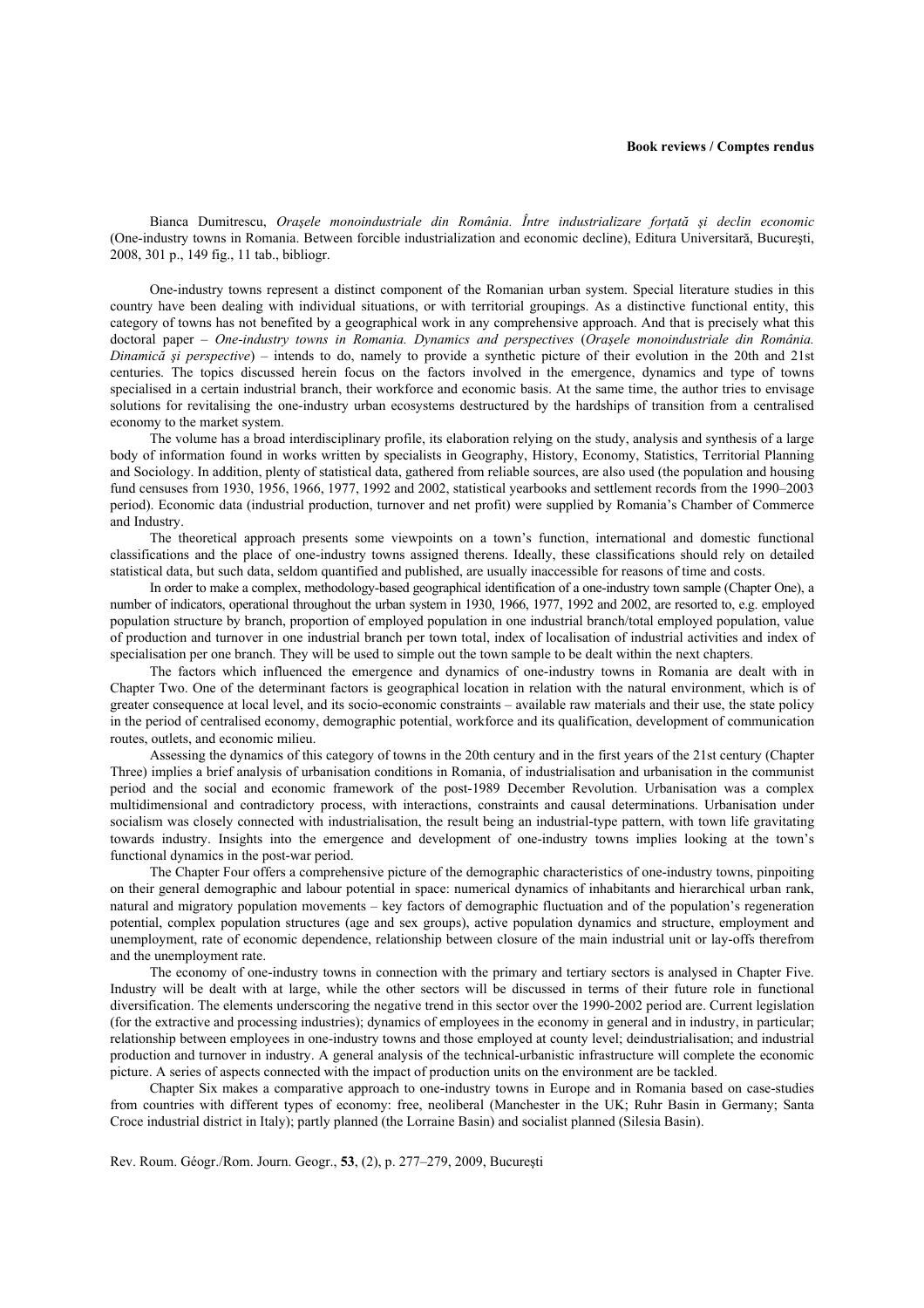**Book reviews / Comptes rendus**

Bianca Dumitrescu, *Oraşele monoindustriale din România. Între industrializare forţată şi declin economic* (One-industry towns in Romania. Between forcible industrialization and economic decline), Editura Universitară, Bucureşti, 2008, 301 p., 149 fig., 11 tab., bibliogr.

One-industry towns represent a distinct component of the Romanian urban system. Special literature studies in this country have been dealing with individual situations, or with territorial groupings. As a distinctive functional entity, this category of towns has not benefited by a geographical work in any comprehensive approach. And that is precisely what this doctoral paper – *One-industry towns in Romania. Dynamics and perspectives* (*Oraşele monoindustriale din România. Dinamică şi perspective*) – intends to do, namely to provide a synthetic picture of their evolution in the 20th and 21st centuries. The topics discussed herein focus on the factors involved in the emergence, dynamics and type of towns specialised in a certain industrial branch, their workforce and economic basis. At the same time, the author tries to envisage solutions for revitalising the one-industry urban ecosystems destructured by the hardships of transition from a centralised economy to the market system.

The volume has a broad interdisciplinary profile, its elaboration relying on the study, analysis and synthesis of a large body of information found in works written by specialists in Geography, History, Economy, Statistics, Territorial Planning and Sociology. In addition, plenty of statistical data, gathered from reliable sources, are also used (the population and housing fund censuses from 1930, 1956, 1966, 1977, 1992 and 2002, statistical yearbooks and settlement records from the 1990–2003 period). Economic data (industrial production, turnover and net profit) were supplied by Romania's Chamber of Commerce and Industry.

The theoretical approach presents some viewpoints on a town's function, international and domestic functional classifications and the place of one-industry towns assigned therens. Ideally, these classifications should rely on detailed statistical data, but such data, seldom quantified and published, are usually inaccessible for reasons of time and costs.

In order to make a complex, methodology-based geographical identification of a one-industry town sample (Chapter One), a number of indicators, operational throughout the urban system in 1930, 1966, 1977, 1992 and 2002, are resorted to, e.g. employed population structure by branch, proportion of employed population in one industrial branch/total employed population, value of production and turnover in one industrial branch per town total, index of localisation of industrial activities and index of specialisation per one branch. They will be used to simple out the town sample to be dealt within the next chapters.

The factors which influenced the emergence and dynamics of one-industry towns in Romania are dealt with in Chapter Two. One of the determinant factors is geographical location in relation with the natural environment, which is of greater consequence at local level, and its socio-economic constraints – available raw materials and their use, the state policy in the period of centralised economy, demographic potential, workforce and its qualification, development of communication routes, outlets, and economic milieu.

Assessing the dynamics of this category of towns in the 20th century and in the first years of the 21st century (Chapter Three) implies a brief analysis of urbanisation conditions in Romania, of industrialisation and urbanisation in the communist period and the social and economic framework of the post-1989 December Revolution. Urbanisation was a complex multidimensional and contradictory process, with interactions, constraints and causal determinations. Urbanisation under socialism was closely connected with industrialisation, the result being an industrial-type pattern, with town life gravitating towards industry. Insights into the emergence and development of one-industry towns implies looking at the town's functional dynamics in the post-war period.

The Chapter Four offers a comprehensive picture of the demographic characteristics of one-industry towns, pinpoiting on their general demographic and labour potential in space: numerical dynamics of inhabitants and hierarchical urban rank, natural and migratory population movements – key factors of demographic fluctuation and of the population's regeneration potential, complex population structures (age and sex groups), active population dynamics and structure, employment and unemployment, rate of economic dependence, relationship between closure of the main industrial unit or lay-offs therefrom and the unemployment rate.

The economy of one-industry towns in connection with the primary and tertiary sectors is analysed in Chapter Five. Industry will be dealt with at large, while the other sectors will be discussed in terms of their future role in functional diversification. The elements underscoring the negative trend in this sector over the 1990-2002 period are. Current legislation (for the extractive and processing industries); dynamics of employees in the economy in general and in industry, in particular; relationship between employees in one-industry towns and those employed at county level; deindustrialisation; and industrial production and turnover in industry. A general analysis of the technical-urbanistic infrastructure will complete the economic picture. A series of aspects connected with the impact of production units on the environment are be tackled.

Chapter Six makes a comparative approach to one-industry towns in Europe and in Romania based on case-studies from countries with different types of economy: free, neoliberal (Manchester in the UK; Ruhr Basin in Germany; Santa Croce industrial district in Italy); partly planned (the Lorraine Basin) and socialist planned (Silesia Basin).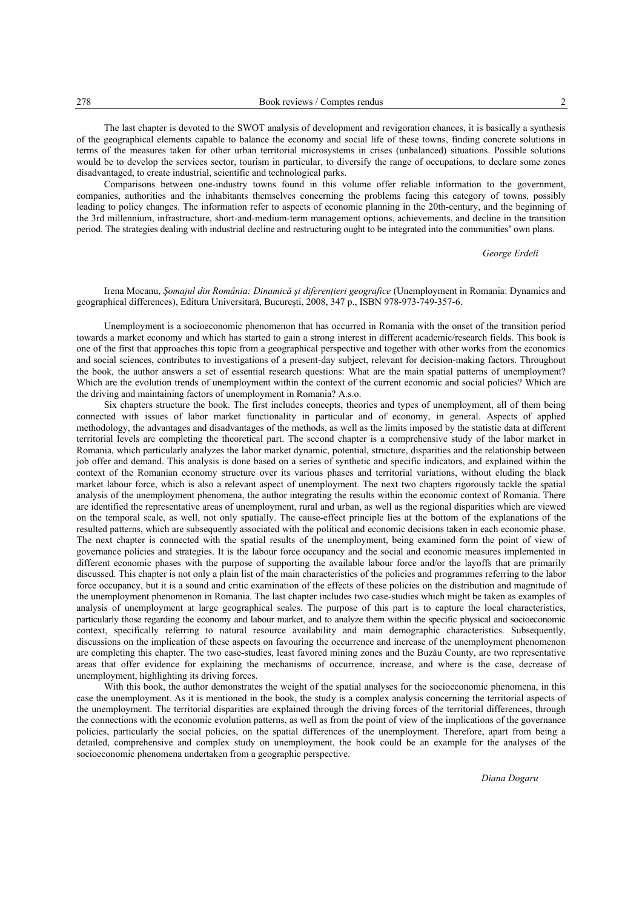The last chapter is devoted to the SWOT analysis of development and revigoration chances, it is basically a synthesis of the geographical elements capable to balance the economy and social life of these towns, finding concrete solutions in terms of the measures taken for other urban territorial microsystems in crises (unbalanced) situations. Possible solutions would be to develop the services sector, tourism in particular, to diversify the range of occupations, to declare some zones disadvantaged, to create industrial, scientific and technological parks.

Comparisons between one-industry towns found in this volume offer reliable information to the government, companies, authorities and the inhabitants themselves concerning the problems facing this category of towns, possibly leading to policy changes. The information refer to aspects of economic planning in the 20th-century, and the beginning of the 3rd millennium, infrastructure, short-and-medium-term management options, achievements, and decline in the transition period. The strategies dealing with industrial decline and restructuring ought to be integrated into the communities' own plans.

*George Erdeli*

Irena Mocanu, *Şomajul din România: Dinamică şi diferenţieri geografice* (Unemployment in Romania: Dynamics and geographical differences), Editura Universitară, Bucureşti, 2008, 347 p., ISBN 978-973-749-357-6.

Unemployment is a socioeconomic phenomenon that has occurred in Romania with the onset of the transition period towards a market economy and which has started to gain a strong interest in different academic/research fields. This book is one of the first that approaches this topic from a geographical perspective and together with other works from the economics and social sciences, contributes to investigations of a present-day subject, relevant for decision-making factors. Throughout the book, the author answers a set of essential research questions: What are the main spatial patterns of unemployment? Which are the evolution trends of unemployment within the context of the current economic and social policies? Which are the driving and maintaining factors of unemployment in Romania? A.s.o.

Six chapters structure the book. The first includes concepts, theories and types of unemployment, all of them being connected with issues of labor market functionality in particular and of economy, in general. Aspects of applied methodology, the advantages and disadvantages of the methods, as well as the limits imposed by the statistic data at different territorial levels are completing the theoretical part. The second chapter is a comprehensive study of the labor market in Romania, which particularly analyzes the labor market dynamic, potential, structure, disparities and the relationship between job offer and demand. This analysis is done based on a series of synthetic and specific indicators, and explained within the context of the Romanian economy structure over its various phases and territorial variations, without eluding the black market labour force, which is also a relevant aspect of unemployment. The next two chapters rigorously tackle the spatial analysis of the unemployment phenomena, the author integrating the results within the economic context of Romania. There are identified the representative areas of unemployment, rural and urban, as well as the regional disparities which are viewed on the temporal scale, as well, not only spatially. The cause-effect principle lies at the bottom of the explanations of the resulted patterns, which are subsequently associated with the political and economic decisions taken in each economic phase. The next chapter is connected with the spatial results of the unemployment, being examined form the point of view of governance policies and strategies. It is the labour force occupancy and the social and economic measures implemented in different economic phases with the purpose of supporting the available labour force and/or the layoffs that are primarily discussed. This chapter is not only a plain list of the main characteristics of the policies and programmes referring to the labor force occupancy, but it is a sound and critic examination of the effects of these policies on the distribution and magnitude of the unemployment phenomenon in Romania. The last chapter includes two case-studies which might be taken as examples of analysis of unemployment at large geographical scales. The purpose of this part is to capture the local characteristics, particularly those regarding the economy and labour market, and to analyze them within the specific physical and socioeconomic context, specifically referring to natural resource availability and main demographic characteristics. Subsequently, discussions on the implication of these aspects on favouring the occurrence and increase of the unemployment phenomenon are completing this chapter. The two case-studies, least favored mining zones and the Buzău County, are two representative areas that offer evidence for explaining the mechanisms of occurrence, increase, and where is the case, decrease of unemployment, highlighting its driving forces.

With this book, the author demonstrates the weight of the spatial analyses for the socioeconomic phenomena, in this case the unemployment. As it is mentioned in the book, the study is a complex analysis concerning the territorial aspects of the unemployment. The territorial disparities are explained through the driving forces of the territorial differences, through the connections with the economic evolution patterns, as well as from the point of view of the implications of the governance policies, particularly the social policies, on the spatial differences of the unemployment. Therefore, apart from being a detailed, comprehensive and complex study on unemployment, the book could be an example for the analyses of the socioeconomic phenomena undertaken from a geographic perspective.

*Diana Dogaru*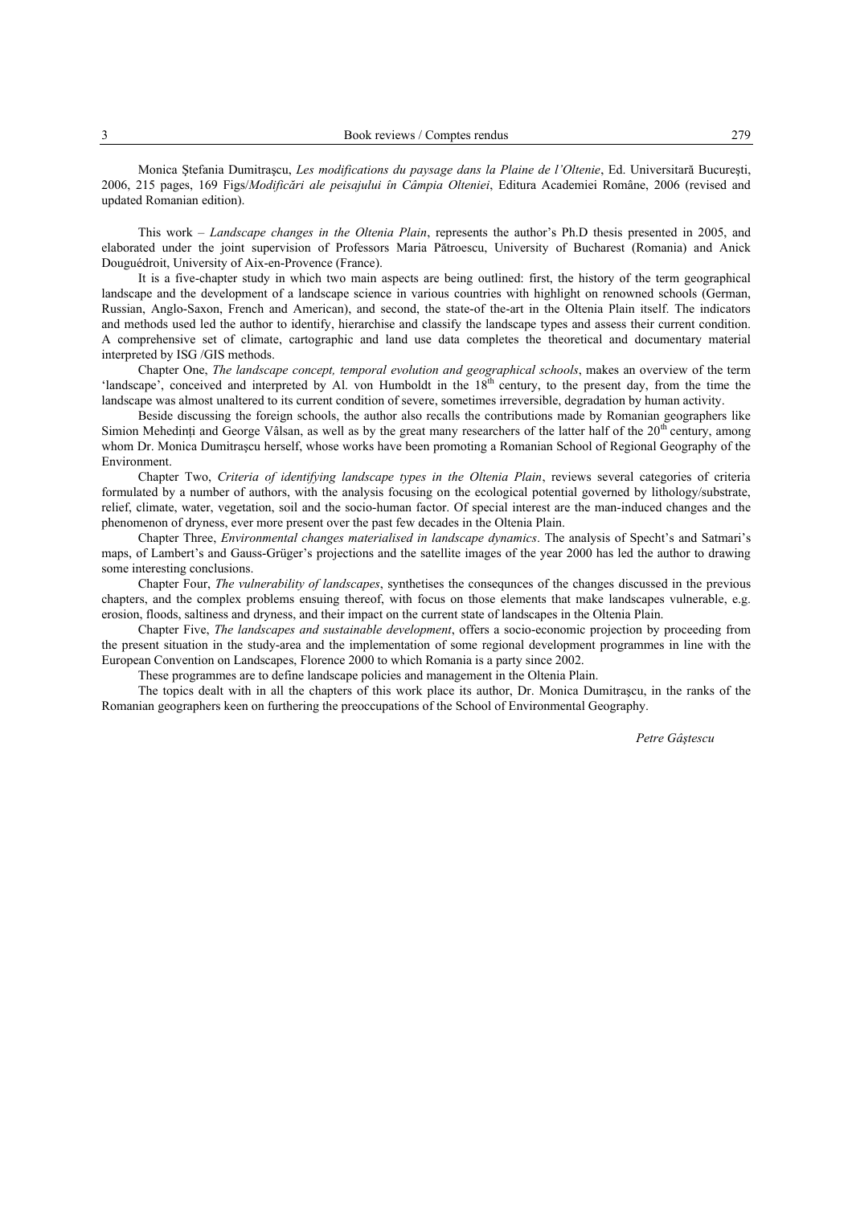Monica Ştefania Dumitraşcu, *Les modifications du paysage dans la Plaine de l'Oltenie*, Ed. Universitară Bucureşti, 2006, 215 pages, 169 Figs/*Modificări ale peisajului în Câmpia Olteniei*, Editura Academiei Române, 2006 (revised and updated Romanian edition).

This work – *Landscape changes in the Oltenia Plain*, represents the author's Ph.D thesis presented in 2005, and elaborated under the joint supervision of Professors Maria Pătroescu, University of Bucharest (Romania) and Anick Douguédroit, University of Aix-en-Provence (France).

It is a five-chapter study in which two main aspects are being outlined: first, the history of the term geographical landscape and the development of a landscape science in various countries with highlight on renowned schools (German, Russian, Anglo-Saxon, French and American), and second, the state-of the-art in the Oltenia Plain itself. The indicators and methods used led the author to identify, hierarchise and classify the landscape types and assess their current condition. A comprehensive set of climate, cartographic and land use data completes the theoretical and documentary material interpreted by ISG /GIS methods.

Chapter One, *The landscape concept, temporal evolution and geographical schools*, makes an overview of the term 'landscape', conceived and interpreted by Al. von Humboldt in the 18th century, to the present day, from the time the landscape was almost unaltered to its current condition of severe, sometimes irreversible, degradation by human activity.

Beside discussing the foreign schools, the author also recalls the contributions made by Romanian geographers like Simion Mehedinţi and George Vâlsan, as well as by the great many researchers of the latter half of the 20th century, among whom Dr. Monica Dumitraşcu herself, whose works have been promoting a Romanian School of Regional Geography of the Environment.

Chapter Two, *Criteria of identifying landscape types in the Oltenia Plain*, reviews several categories of criteria formulated by a number of authors, with the analysis focusing on the ecological potential governed by lithology/substrate, relief, climate, water, vegetation, soil and the socio-human factor. Of special interest are the man-induced changes and the phenomenon of dryness, ever more present over the past few decades in the Oltenia Plain.

Chapter Three, *Environmental changes materialised in landscape dynamics*. The analysis of Specht's and Satmari's maps, of Lambert's and Gauss-Grüger's projections and the satellite images of the year 2000 has led the author to drawing some interesting conclusions.

Chapter Four, *The vulnerability of landscapes*, synthetises the consequnces of the changes discussed in the previous chapters, and the complex problems ensuing thereof, with focus on those elements that make landscapes vulnerable, e.g. erosion, floods, saltiness and dryness, and their impact on the current state of landscapes in the Oltenia Plain.

Chapter Five, *The landscapes and sustainable development*, offers a socio-economic projection by proceeding from the present situation in the study-area and the implementation of some regional development programmes in line with the European Convention on Landscapes, Florence 2000 to which Romania is a party since 2002.

These programmes are to define landscape policies and management in the Oltenia Plain.

The topics dealt with in all the chapters of this work place its author, Dr. Monica Dumitraşcu, in the ranks of the Romanian geographers keen on furthering the preoccupations of the School of Environmental Geography.

*Petre Gâştescu*